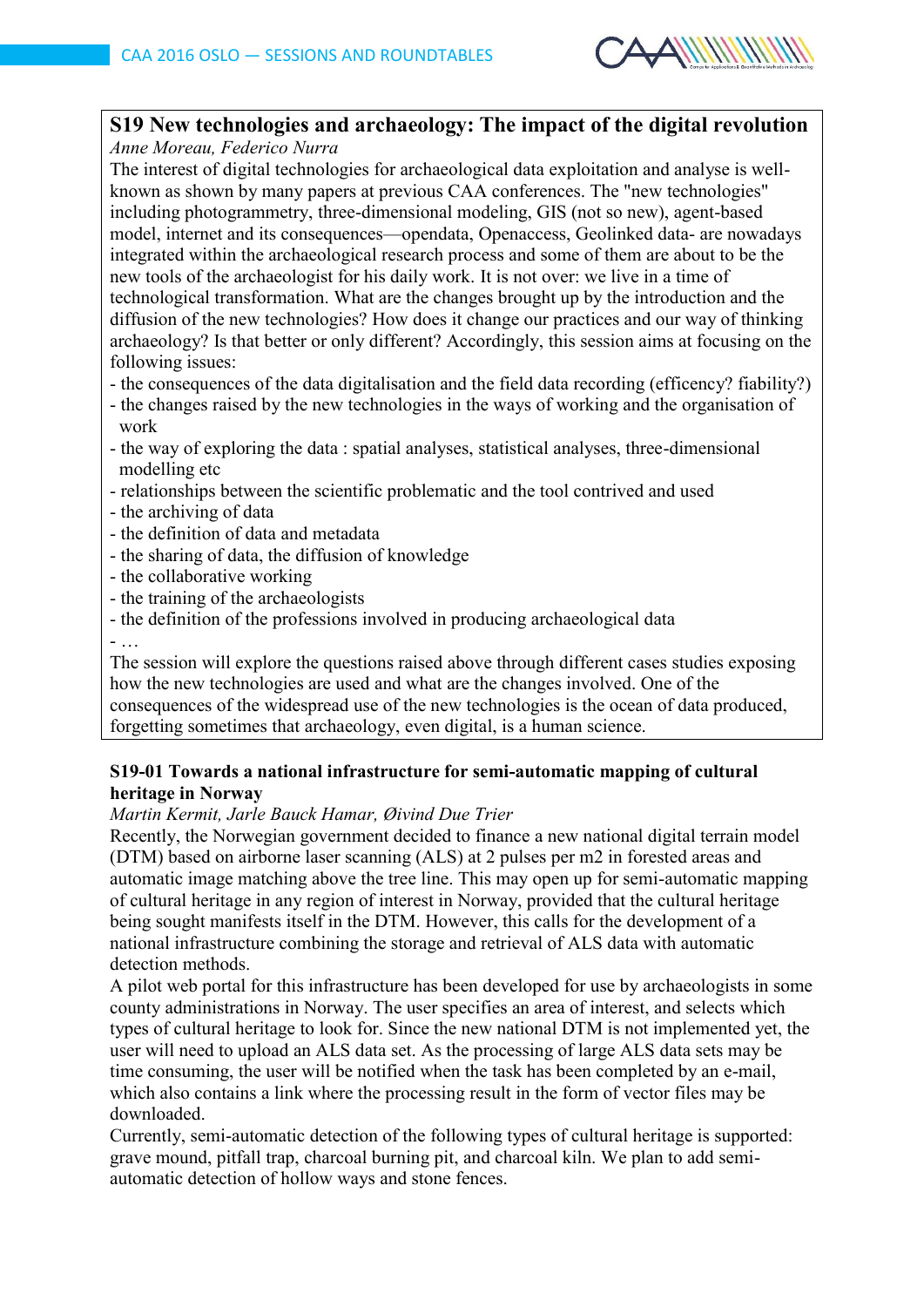## S19 New technologies and archaeology: The impact of the digital revolution

*Anne Moreau, Federico Nurra*

The interest of digital technologies for archaeological data exploitation and analyse is well-known as shown by many papers at previous CAA conferences. The "new technologies" including photogrammetry, three-dimensional modeling, GIS (not so new), agent-based model, internet and its consequences—opendata, Openaccess, Geolinked data- are nowadays integrated within the archaeological research process and some of them are about to be the new tools of the archaeologist for his daily work. It is not over: we live in a time of technological transformation. What are the changes brought up by the introduction and the diffusion of the new technologies? How does it change our practices and our way of thinking archaeology? Is that better or only different? Accordingly, this session aims at focusing on the following issues:

- the consequences of the data digitalisation and the field data recording (efficency? fiability?)
- the changes raised by the new technologies in the ways of working and the organisation of work
- the way of exploring the data : spatial analyses, statistical analyses, three-dimensional modelling etc
- relationships between the scientific problematic and the tool contrived and used
- the archiving of data
- the definition of data and metadata
- the sharing of data, the diffusion of knowledge
- the collaborative working
- the training of the archaeologists
- the definition of the professions involved in producing archaeological data
- …

The session will explore the questions raised above through different cases studies exposing how the new technologies are used and what are the changes involved. One of the consequences of the widespread use of the new technologies is the ocean of data produced, forgetting sometimes that archaeology, even digital, is a human science.

### S19-01 Towards a national infrastructure for semi-automatic mapping of cultural heritage in Norway

*Martin Kermit, Jarle Bauck Hamar, Øivind Due Trier*

Recently, the Norwegian government decided to finance a new national digital terrain model (DTM) based on airborne laser scanning (ALS) at 2 pulses per m2 in forested areas and automatic image matching above the tree line. This may open up for semi-automatic mapping of cultural heritage in any region of interest in Norway, provided that the cultural heritage being sought manifests itself in the DTM. However, this calls for the development of a national infrastructure combining the storage and retrieval of ALS data with automatic detection methods.

A pilot web portal for this infrastructure has been developed for use by archaeologists in some county administrations in Norway. The user specifies an area of interest, and selects which types of cultural heritage to look for. Since the new national DTM is not implemented yet, the user will need to upload an ALS data set. As the processing of large ALS data sets may be time consuming, the user will be notified when the task has been completed by an e-mail, which also contains a link where the processing result in the form of vector files may be downloaded.

Currently, semi-automatic detection of the following types of cultural heritage is supported: grave mound, pitfall trap, charcoal burning pit, and charcoal kiln. We plan to add semi-automatic detection of hollow ways and stone fences.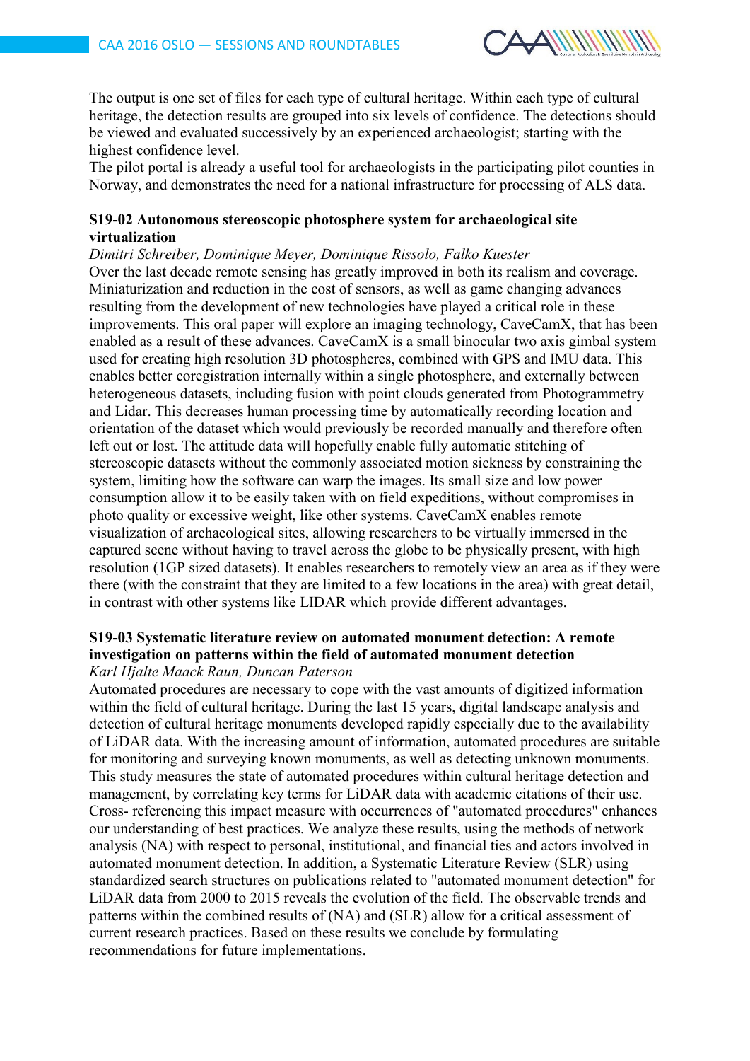The output is one set of files for each type of cultural heritage. Within each type of cultural heritage, the detection results are grouped into six levels of confidence. The detections should be viewed and evaluated successively by an experienced archaeologist; starting with the highest confidence level.

The pilot portal is already a useful tool for archaeologists in the participating pilot counties in Norway, and demonstrates the need for a national infrastructure for processing of ALS data.

### S19-02 Autonomous stereoscopic photosphere system for archaeological site virtualization

*Dimitri Schreiber, Dominique Meyer, Dominique Rissolo, Falko Kuester*

Over the last decade remote sensing has greatly improved in both its realism and coverage. Miniaturization and reduction in the cost of sensors, as well as game changing advances resulting from the development of new technologies have played a critical role in these improvements. This oral paper will explore an imaging technology, CaveCamX, that has been enabled as a result of these advances. CaveCamX is a small binocular two axis gimbal system used for creating high resolution 3D photospheres, combined with GPS and IMU data. This enables better coregistration internally within a single photosphere, and externally between heterogeneous datasets, including fusion with point clouds generated from Photogrammetry and Lidar. This decreases human processing time by automatically recording location and orientation of the dataset which would previously be recorded manually and therefore often left out or lost. The attitude data will hopefully enable fully automatic stitching of stereoscopic datasets without the commonly associated motion sickness by constraining the system, limiting how the software can warp the images. Its small size and low power consumption allow it to be easily taken with on field expeditions, without compromises in photo quality or excessive weight, like other systems. CaveCamX enables remote visualization of archaeological sites, allowing researchers to be virtually immersed in the captured scene without having to travel across the globe to be physically present, with high resolution (1GP sized datasets). It enables researchers to remotely view an area as if they were there (with the constraint that they are limited to a few locations in the area) with great detail, in contrast with other systems like LIDAR which provide different advantages.

### S19-03 Systematic literature review on automated monument detection: A remote investigation on patterns within the field of automated monument detection

*Karl Hjalte Maack Raun, Duncan Paterson*

Automated procedures are necessary to cope with the vast amounts of digitized information within the field of cultural heritage. During the last 15 years, digital landscape analysis and detection of cultural heritage monuments developed rapidly especially due to the availability of LiDAR data. With the increasing amount of information, automated procedures are suitable for monitoring and surveying known monuments, as well as detecting unknown monuments. This study measures the state of automated procedures within cultural heritage detection and management, by correlating key terms for LiDAR data with academic citations of their use. Cross- referencing this impact measure with occurrences of "automated procedures" enhances our understanding of best practices. We analyze these results, using the methods of network analysis (NA) with respect to personal, institutional, and financial ties and actors involved in automated monument detection. In addition, a Systematic Literature Review (SLR) using standardized search structures on publications related to "automated monument detection" for LiDAR data from 2000 to 2015 reveals the evolution of the field. The observable trends and patterns within the combined results of (NA) and (SLR) allow for a critical assessment of current research practices. Based on these results we conclude by formulating recommendations for future implementations.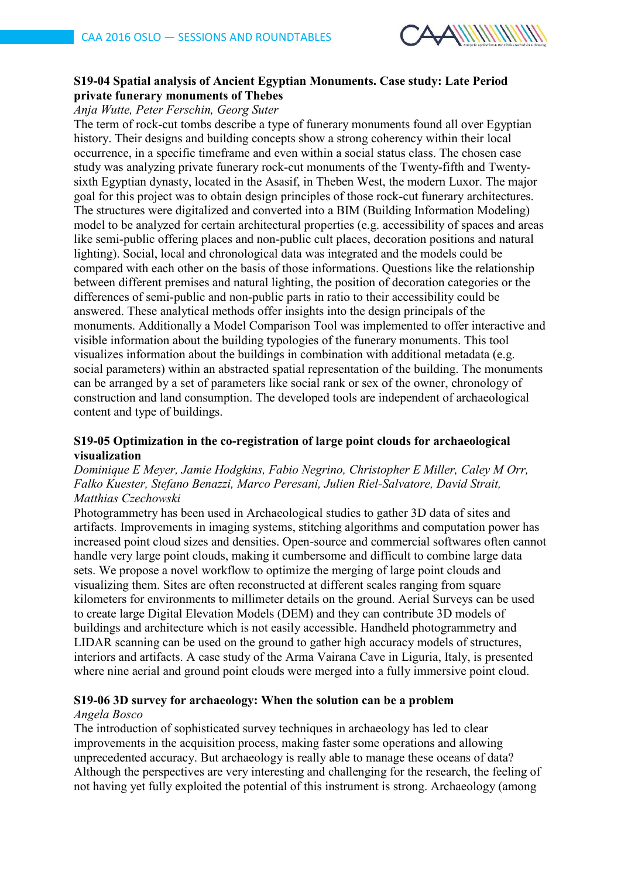### S19-04 Spatial analysis of Ancient Egyptian Monuments. Case study: Late Period private funerary monuments of Thebes

*Anja Wutte, Peter Ferschin, Georg Suter*

The term of rock-cut tombs describe a type of funerary monuments found all over Egyptian history. Their designs and building concepts show a strong coherency within their local occurrence, in a specific timeframe and even within a social status class. The chosen case study was analyzing private funerary rock-cut monuments of the Twenty-fifth and Twenty-sixth Egyptian dynasty, located in the Asasif, in Theben West, the modern Luxor. The major goal for this project was to obtain design principles of those rock-cut funerary architectures. The structures were digitalized and converted into a BIM (Building Information Modeling) model to be analyzed for certain architectural properties (e.g. accessibility of spaces and areas like semi-public offering places and non-public cult places, decoration positions and natural lighting). Social, local and chronological data was integrated and the models could be compared with each other on the basis of those informations. Questions like the relationship between different premises and natural lighting, the position of decoration categories or the differences of semi-public and non-public parts in ratio to their accessibility could be answered. These analytical methods offer insights into the design principals of the monuments. Additionally a Model Comparison Tool was implemented to offer interactive and visible information about the building typologies of the funerary monuments. This tool visualizes information about the buildings in combination with additional metadata (e.g. social parameters) within an abstracted spatial representation of the building. The monuments can be arranged by a set of parameters like social rank or sex of the owner, chronology of construction and land consumption. The developed tools are independent of archaeological content and type of buildings.

### S19-05 Optimization in the co-registration of large point clouds for archaeological visualization

*Dominique E Meyer, Jamie Hodgkins, Fabio Negrino, Christopher E Miller, Caley M Orr, Falko Kuester, Stefano Benazzi, Marco Peresani, Julien Riel-Salvatore, David Strait, Matthias Czechowski*

Photogrammetry has been used in Archaeological studies to gather 3D data of sites and artifacts. Improvements in imaging systems, stitching algorithms and computation power has increased point cloud sizes and densities. Open-source and commercial softwares often cannot handle very large point clouds, making it cumbersome and difficult to combine large data sets. We propose a novel workflow to optimize the merging of large point clouds and visualizing them. Sites are often reconstructed at different scales ranging from square kilometers for environments to millimeter details on the ground. Aerial Surveys can be used to create large Digital Elevation Models (DEM) and they can contribute 3D models of buildings and architecture which is not easily accessible. Handheld photogrammetry and LIDAR scanning can be used on the ground to gather high accuracy models of structures, interiors and artifacts. A case study of the Arma Vairana Cave in Liguria, Italy, is presented where nine aerial and ground point clouds were merged into a fully immersive point cloud.

### S19-06 3D survey for archaeology: When the solution can be a problem

*Angela Bosco*

The introduction of sophisticated survey techniques in archaeology has led to clear improvements in the acquisition process, making faster some operations and allowing unprecedented accuracy. But archaeology is really able to manage these oceans of data? Although the perspectives are very interesting and challenging for the research, the feeling of not having yet fully exploited the potential of this instrument is strong. Archaeology (among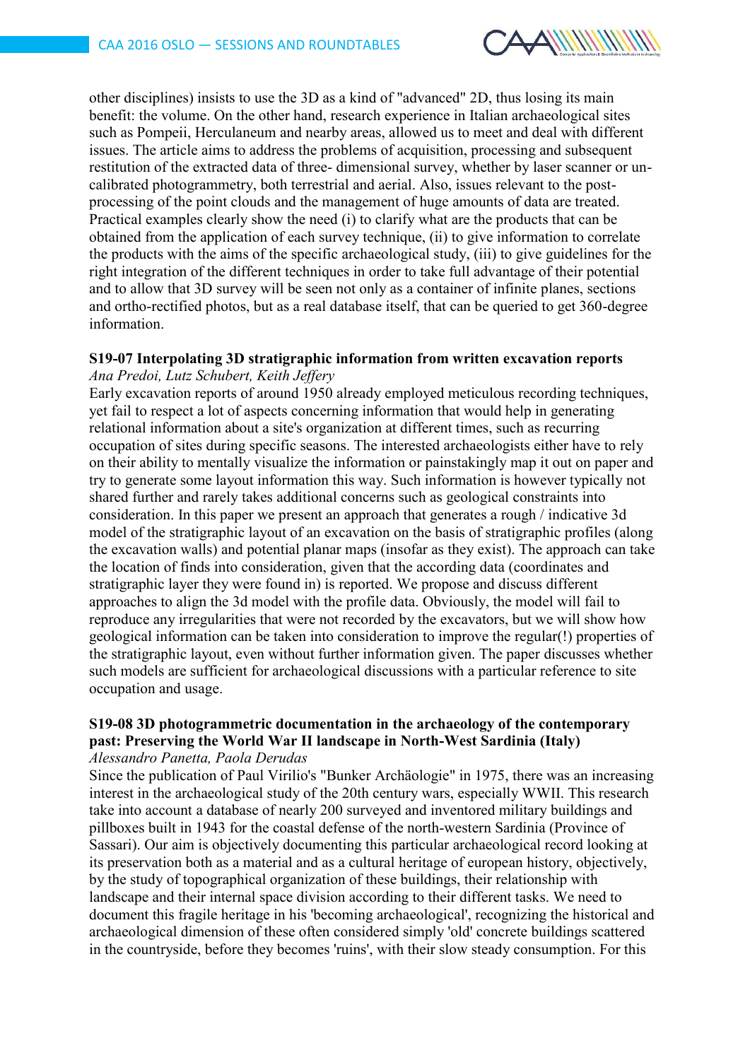other disciplines) insists to use the 3D as a kind of "advanced" 2D, thus losing its main benefit: the volume. On the other hand, research experience in Italian archaeological sites such as Pompeii, Herculaneum and nearby areas, allowed us to meet and deal with different issues. The article aims to address the problems of acquisition, processing and subsequent restitution of the extracted data of three- dimensional survey, whether by laser scanner or un-calibrated photogrammetry, both terrestrial and aerial. Also, issues relevant to the post-processing of the point clouds and the management of huge amounts of data are treated. Practical examples clearly show the need (i) to clarify what are the products that can be obtained from the application of each survey technique, (ii) to give information to correlate the products with the aims of the specific archaeological study, (iii) to give guidelines for the right integration of the different techniques in order to take full advantage of their potential and to allow that 3D survey will be seen not only as a container of infinite planes, sections and ortho-rectified photos, but as a real database itself, that can be queried to get 360-degree information.

### S19-07 Interpolating 3D stratigraphic information from written excavation reports

*Ana Predoi, Lutz Schubert, Keith Jeffery*

Early excavation reports of around 1950 already employed meticulous recording techniques, yet fail to respect a lot of aspects concerning information that would help in generating relational information about a site's organization at different times, such as recurring occupation of sites during specific seasons. The interested archaeologists either have to rely on their ability to mentally visualize the information or painstakingly map it out on paper and try to generate some layout information this way. Such information is however typically not shared further and rarely takes additional concerns such as geological constraints into consideration. In this paper we present an approach that generates a rough / indicative 3d model of the stratigraphic layout of an excavation on the basis of stratigraphic profiles (along the excavation walls) and potential planar maps (insofar as they exist). The approach can take the location of finds into consideration, given that the according data (coordinates and stratigraphic layer they were found in) is reported. We propose and discuss different approaches to align the 3d model with the profile data. Obviously, the model will fail to reproduce any irregularities that were not recorded by the excavators, but we will show how geological information can be taken into consideration to improve the regular(!) properties of the stratigraphic layout, even without further information given. The paper discusses whether such models are sufficient for archaeological discussions with a particular reference to site occupation and usage.

### S19-08 3D photogrammetric documentation in the archaeology of the contemporary past: Preserving the World War II landscape in North-West Sardinia (Italy)

*Alessandro Panetta, Paola Derudas*

Since the publication of Paul Virilio's "Bunker Archäologie" in 1975, there was an increasing interest in the archaeological study of the 20th century wars, especially WWII. This research take into account a database of nearly 200 surveyed and inventored military buildings and pillboxes built in 1943 for the coastal defense of the north-western Sardinia (Province of Sassari). Our aim is objectively documenting this particular archaeological record looking at its preservation both as a material and as a cultural heritage of european history, objectively, by the study of topographical organization of these buildings, their relationship with landscape and their internal space division according to their different tasks. We need to document this fragile heritage in his 'becoming archaeological', recognizing the historical and archaeological dimension of these often considered simply 'old' concrete buildings scattered in the countryside, before they becomes 'ruins', with their slow steady consumption. For this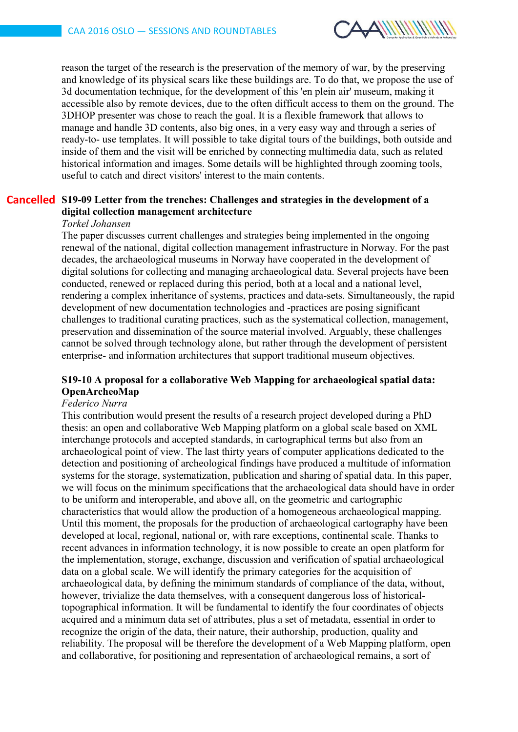reason the target of the research is the preservation of the memory of war, by the preserving and knowledge of its physical scars like these buildings are. To do that, we propose the use of 3d documentation technique, for the development of this 'en plein air' museum, making it accessible also by remote devices, due to the often difficult access to them on the ground. The 3DHOP presenter was chose to reach the goal. It is a flexible framework that allows to manage and handle 3D contents, also big ones, in a very easy way and through a series of ready-to- use templates. It will possible to take digital tours of the buildings, both outside and inside of them and the visit will be enriched by connecting multimedia data, such as related historical information and images. Some details will be highlighted through zooming tools, useful to catch and direct visitors' interest to the main contents.

### Cancelled S19-09 Letter from the trenches: Challenges and strategies in the development of a digital collection management architecture

*Torkel Johansen*

The paper discusses current challenges and strategies being implemented in the ongoing renewal of the national, digital collection management infrastructure in Norway. For the past decades, the archaeological museums in Norway have cooperated in the development of digital solutions for collecting and managing archaeological data. Several projects have been conducted, renewed or replaced during this period, both at a local and a national level, rendering a complex inheritance of systems, practices and data-sets. Simultaneously, the rapid development of new documentation technologies and -practices are posing significant challenges to traditional curating practices, such as the systematical collection, management, preservation and dissemination of the source material involved. Arguably, these challenges cannot be solved through technology alone, but rather through the development of persistent enterprise- and information architectures that support traditional museum objectives.

### S19-10 A proposal for a collaborative Web Mapping for archaeological spatial data: OpenArcheoMap

*Federico Nurra*

This contribution would present the results of a research project developed during a PhD thesis: an open and collaborative Web Mapping platform on a global scale based on XML interchange protocols and accepted standards, in cartographical terms but also from an archaeological point of view. The last thirty years of computer applications dedicated to the detection and positioning of archeological findings have produced a multitude of information systems for the storage, systematization, publication and sharing of spatial data. In this paper, we will focus on the minimum specifications that the archaeological data should have in order to be uniform and interoperable, and above all, on the geometric and cartographic characteristics that would allow the production of a homogeneous archaeological mapping. Until this moment, the proposals for the production of archaeological cartography have been developed at local, regional, national or, with rare exceptions, continental scale. Thanks to recent advances in information technology, it is now possible to create an open platform for the implementation, storage, exchange, discussion and verification of spatial archaeological data on a global scale. We will identify the primary categories for the acquisition of archaeological data, by defining the minimum standards of compliance of the data, without, however, trivialize the data themselves, with a consequent dangerous loss of historical-topographical information. It will be fundamental to identify the four coordinates of objects acquired and a minimum data set of attributes, plus a set of metadata, essential in order to recognize the origin of the data, their nature, their authorship, production, quality and reliability. The proposal will be therefore the development of a Web Mapping platform, open and collaborative, for positioning and representation of archaeological remains, a sort of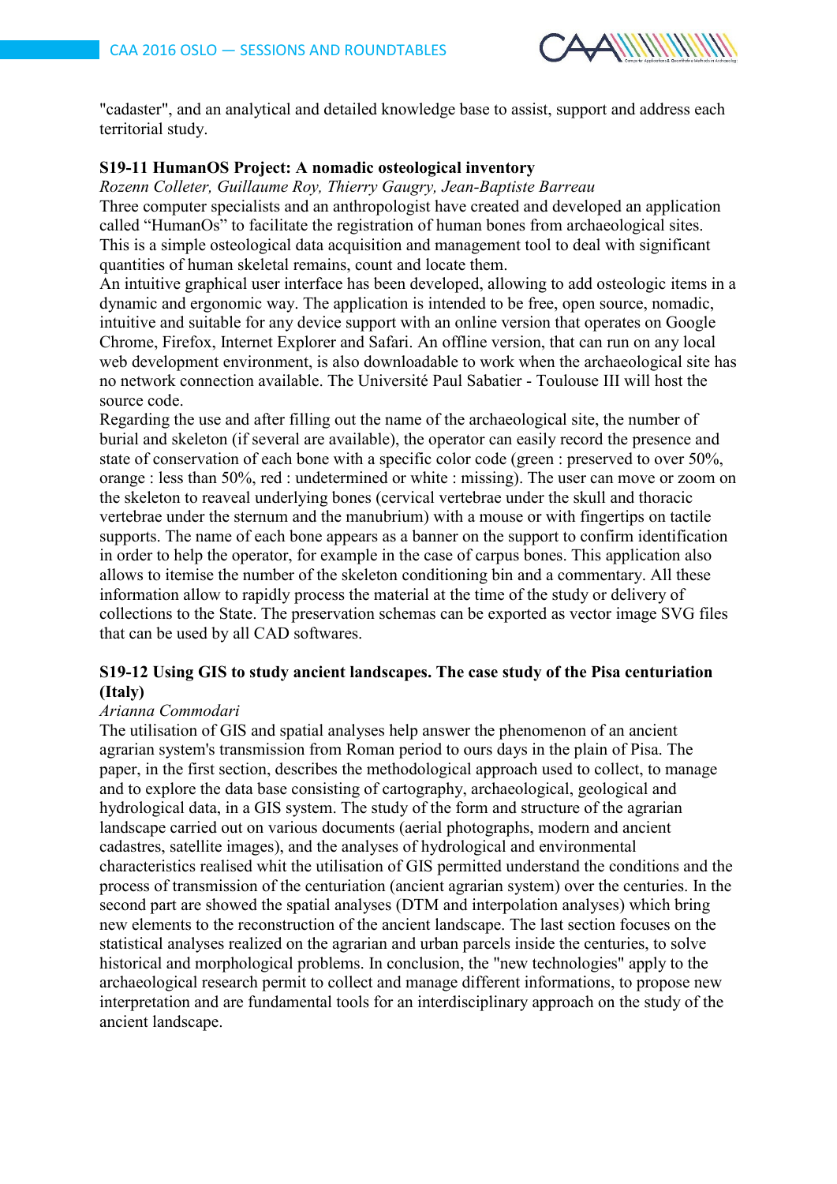"cadaster", and an analytical and detailed knowledge base to assist, support and address each territorial study.

### S19-11 HumanOS Project: A nomadic osteological inventory

*Rozenn Colleter, Guillaume Roy, Thierry Gaugry, Jean-Baptiste Barreau*

Three computer specialists and an anthropologist have created and developed an application called “HumanOs” to facilitate the registration of human bones from archaeological sites. This is a simple osteological data acquisition and management tool to deal with significant quantities of human skeletal remains, count and locate them.

An intuitive graphical user interface has been developed, allowing to add osteologic items in a dynamic and ergonomic way. The application is intended to be free, open source, nomadic, intuitive and suitable for any device support with an online version that operates on Google Chrome, Firefox, Internet Explorer and Safari. An offline version, that can run on any local web development environment, is also downloadable to work when the archaeological site has no network connection available. The Université Paul Sabatier - Toulouse III will host the source code.

Regarding the use and after filling out the name of the archaeological site, the number of burial and skeleton (if several are available), the operator can easily record the presence and state of conservation of each bone with a specific color code (green : preserved to over 50%, orange : less than 50%, red : undetermined or white : missing). The user can move or zoom on the skeleton to reaveal underlying bones (cervical vertebrae under the skull and thoracic vertebrae under the sternum and the manubrium) with a mouse or with fingertips on tactile supports. The name of each bone appears as a banner on the support to confirm identification in order to help the operator, for example in the case of carpus bones. This application also allows to itemise the number of the skeleton conditioning bin and a commentary. All these information allow to rapidly process the material at the time of the study or delivery of collections to the State. The preservation schemas can be exported as vector image SVG files that can be used by all CAD softwares.

### S19-12 Using GIS to study ancient landscapes. The case study of the Pisa centuriation (Italy)

*Arianna Commodari*

The utilisation of GIS and spatial analyses help answer the phenomenon of an ancient agrarian system's transmission from Roman period to ours days in the plain of Pisa. The paper, in the first section, describes the methodological approach used to collect, to manage and to explore the data base consisting of cartography, archaeological, geological and hydrological data, in a GIS system. The study of the form and structure of the agrarian landscape carried out on various documents (aerial photographs, modern and ancient cadastres, satellite images), and the analyses of hydrological and environmental characteristics realised whit the utilisation of GIS permitted understand the conditions and the process of transmission of the centuriation (ancient agrarian system) over the centuries. In the second part are showed the spatial analyses (DTM and interpolation analyses) which bring new elements to the reconstruction of the ancient landscape. The last section focuses on the statistical analyses realized on the agrarian and urban parcels inside the centuries, to solve historical and morphological problems. In conclusion, the "new technologies" apply to the archaeological research permit to collect and manage different informations, to propose new interpretation and are fundamental tools for an interdisciplinary approach on the study of the ancient landscape.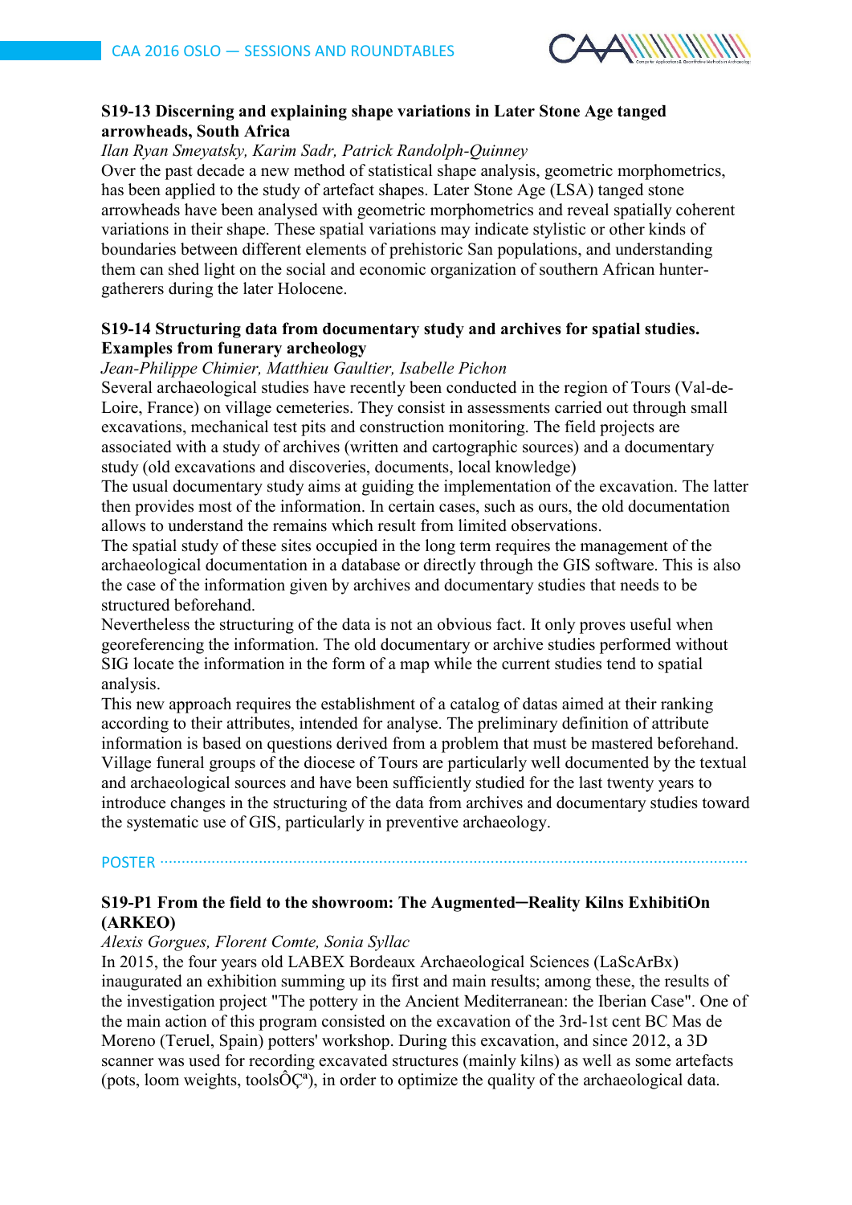### S19-13 Discerning and explaining shape variations in Later Stone Age tanged arrowheads, South Africa

*Ilan Ryan Smeyatsky, Karim Sadr, Patrick Randolph-Quinney*

Over the past decade a new method of statistical shape analysis, geometric morphometrics, has been applied to the study of artefact shapes. Later Stone Age (LSA) tanged stone arrowheads have been analysed with geometric morphometrics and reveal spatially coherent variations in their shape. These spatial variations may indicate stylistic or other kinds of boundaries between different elements of prehistoric San populations, and understanding them can shed light on the social and economic organization of southern African hunter-gatherers during the later Holocene.

### S19-14 Structuring data from documentary study and archives for spatial studies. Examples from funerary archeology

*Jean-Philippe Chimier, Matthieu Gaultier, Isabelle Pichon*

Several archaeological studies have recently been conducted in the region of Tours (Val-de-Loire, France) on village cemeteries. They consist in assessments carried out through small excavations, mechanical test pits and construction monitoring. The field projects are associated with a study of archives (written and cartographic sources) and a documentary study (old excavations and discoveries, documents, local knowledge)

The usual documentary study aims at guiding the implementation of the excavation. The latter then provides most of the information. In certain cases, such as ours, the old documentation allows to understand the remains which result from limited observations.

The spatial study of these sites occupied in the long term requires the management of the archaeological documentation in a database or directly through the GIS software. This is also the case of the information given by archives and documentary studies that needs to be structured beforehand.

Nevertheless the structuring of the data is not an obvious fact. It only proves useful when georeferencing the information. The old documentary or archive studies performed without SIG locate the information in the form of a map while the current studies tend to spatial analysis.

This new approach requires the establishment of a catalog of datas aimed at their ranking according to their attributes, intended for analyse. The preliminary definition of attribute information is based on questions derived from a problem that must be mastered beforehand. Village funeral groups of the diocese of Tours are particularly well documented by the textual and archaeological sources and have been sufficiently studied for the last twenty years to introduce changes in the structuring of the data from archives and documentary studies toward the systematic use of GIS, particularly in preventive archaeology.

## POSTER

### S19-P1 From the field to the showroom: The Augmented─Reality Kilns ExhibitiOn (ARKEO)

*Alexis Gorgues, Florent Comte, Sonia Syllac*

In 2015, the four years old LABEX Bordeaux Archaeological Sciences (LaScArBx) inaugurated an exhibition summing up its first and main results; among these, the results of the investigation project "The pottery in the Ancient Mediterranean: the Iberian Case". One of the main action of this program consisted on the excavation of the 3rd-1st cent BC Mas de Moreno (Teruel, Spain) potters' workshop. During this excavation, and since 2012, a 3D scanner was used for recording excavated structures (mainly kilns) as well as some artefacts (pots, loom weights, toolsÔÇª), in order to optimize the quality of the archaeological data.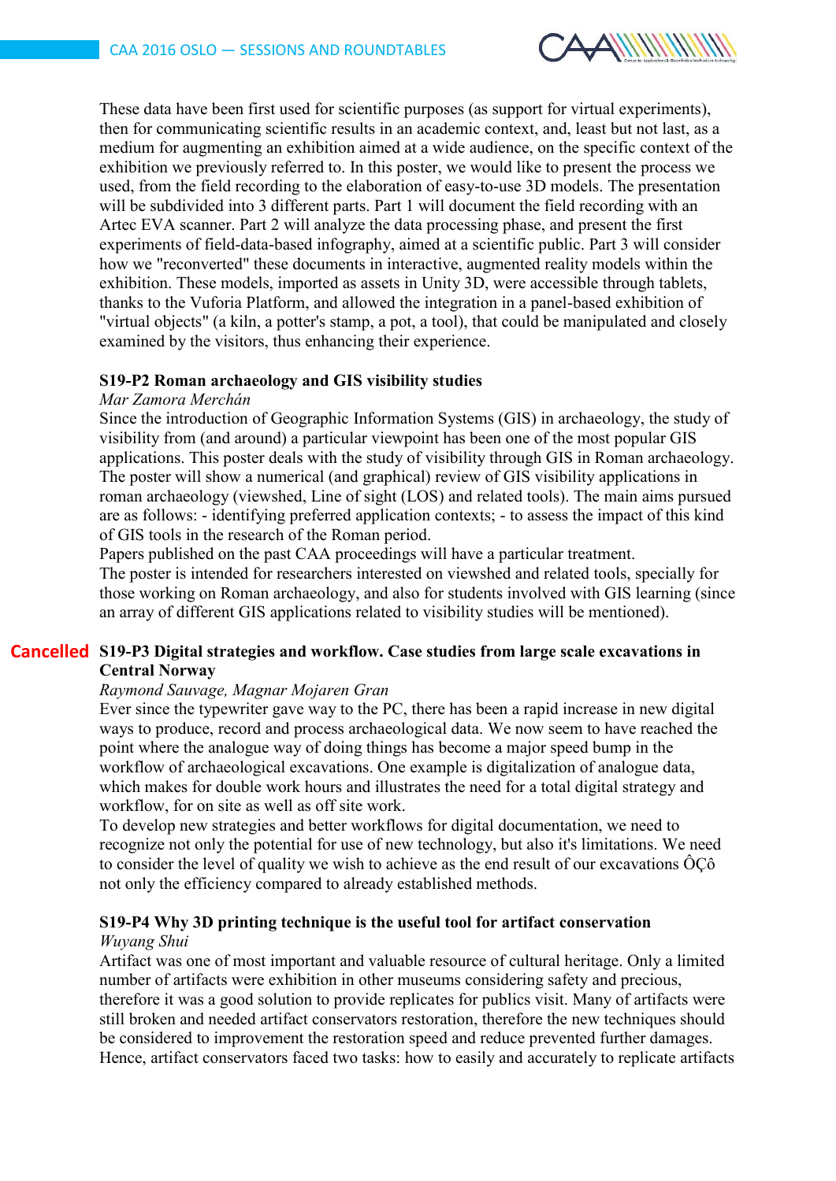These data have been first used for scientific purposes (as support for virtual experiments), then for communicating scientific results in an academic context, and, least but not last, as a medium for augmenting an exhibition aimed at a wide audience, on the specific context of the exhibition we previously referred to. In this poster, we would like to present the process we used, from the field recording to the elaboration of easy-to-use 3D models. The presentation will be subdivided into 3 different parts. Part 1 will document the field recording with an Artec EVA scanner. Part 2 will analyze the data processing phase, and present the first experiments of field-data-based infography, aimed at a scientific public. Part 3 will consider how we "reconverted" these documents in interactive, augmented reality models within the exhibition. These models, imported as assets in Unity 3D, were accessible through tablets, thanks to the Vuforia Platform, and allowed the integration in a panel-based exhibition of "virtual objects" (a kiln, a potter's stamp, a pot, a tool), that could be manipulated and closely examined by the visitors, thus enhancing their experience.

### S19-P2 Roman archaeology and GIS visibility studies

*Mar Zamora Merchán*

Since the introduction of Geographic Information Systems (GIS) in archaeology, the study of visibility from (and around) a particular viewpoint has been one of the most popular GIS applications. This poster deals with the study of visibility through GIS in Roman archaeology. The poster will show a numerical (and graphical) review of GIS visibility applications in roman archaeology (viewshed, Line of sight (LOS) and related tools). The main aims pursued are as follows: - identifying preferred application contexts; - to assess the impact of this kind of GIS tools in the research of the Roman period.
Papers published on the past CAA proceedings will have a particular treatment.
The poster is intended for researchers interested on viewshed and related tools, specially for those working on Roman archaeology, and also for students involved with GIS learning (since an array of different GIS applications related to visibility studies will be mentioned).

### Cancelled S19-P3 Digital strategies and workflow. Case studies from large scale excavations in Central Norway

*Raymond Sauvage, Magnar Mojaren Gran*

Ever since the typewriter gave way to the PC, there has been a rapid increase in new digital ways to produce, record and process archaeological data. We now seem to have reached the point where the analogue way of doing things has become a major speed bump in the workflow of archaeological excavations. One example is digitalization of analogue data, which makes for double work hours and illustrates the need for a total digital strategy and workflow, for on site as well as off site work.
To develop new strategies and better workflows for digital documentation, we need to recognize not only the potential for use of new technology, but also it's limitations. We need to consider the level of quality we wish to achieve as the end result of our excavations ÔÇô not only the efficiency compared to already established methods.

### S19-P4 Why 3D printing technique is the useful tool for artifact conservation

*Wuyang Shui*

Artifact was one of most important and valuable resource of cultural heritage. Only a limited number of artifacts were exhibition in other museums considering safety and precious, therefore it was a good solution to provide replicates for publics visit. Many of artifacts were still broken and needed artifact conservators restoration, therefore the new techniques should be considered to improvement the restoration speed and reduce prevented further damages. Hence, artifact conservators faced two tasks: how to easily and accurately to replicate artifacts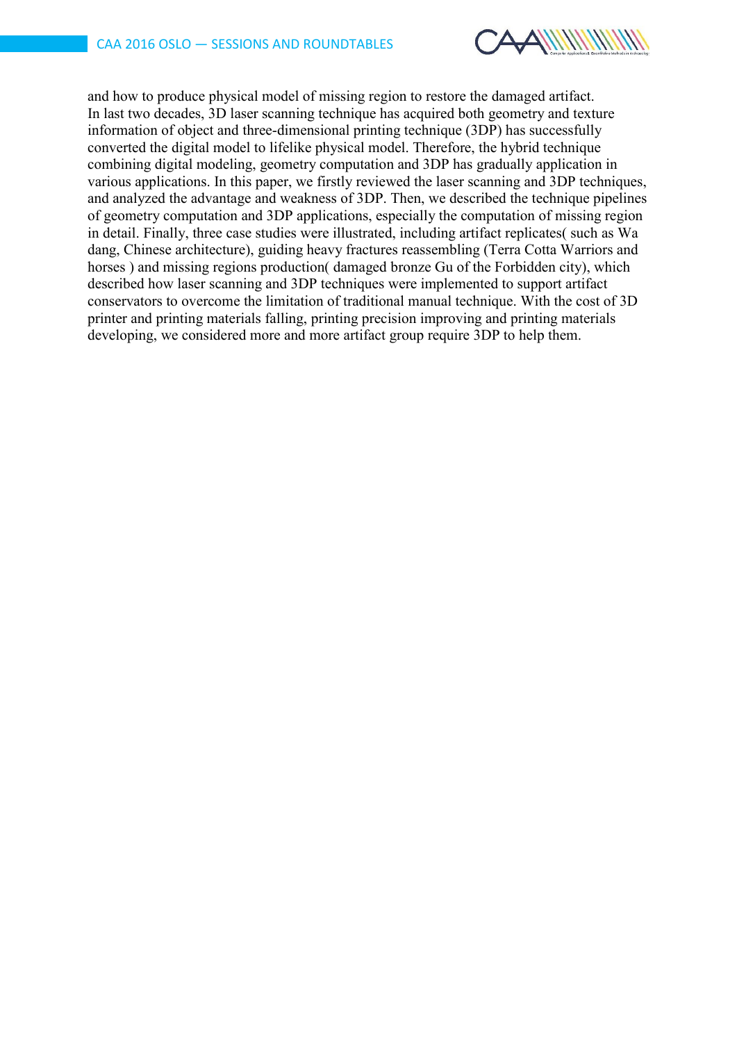and how to produce physical model of missing region to restore the damaged artifact.
In last two decades, 3D laser scanning technique has acquired both geometry and texture information of object and three-dimensional printing technique (3DP) has successfully converted the digital model to lifelike physical model. Therefore, the hybrid technique combining digital modeling, geometry computation and 3DP has gradually application in various applications. In this paper, we firstly reviewed the laser scanning and 3DP techniques, and analyzed the advantage and weakness of 3DP. Then, we described the technique pipelines of geometry computation and 3DP applications, especially the computation of missing region in detail. Finally, three case studies were illustrated, including artifact replicates( such as Wa dang, Chinese architecture), guiding heavy fractures reassembling (Terra Cotta Warriors and horses ) and missing regions production( damaged bronze Gu of the Forbidden city), which described how laser scanning and 3DP techniques were implemented to support artifact conservators to overcome the limitation of traditional manual technique. With the cost of 3D printer and printing materials falling, printing precision improving and printing materials developing, we considered more and more artifact group require 3DP to help them.